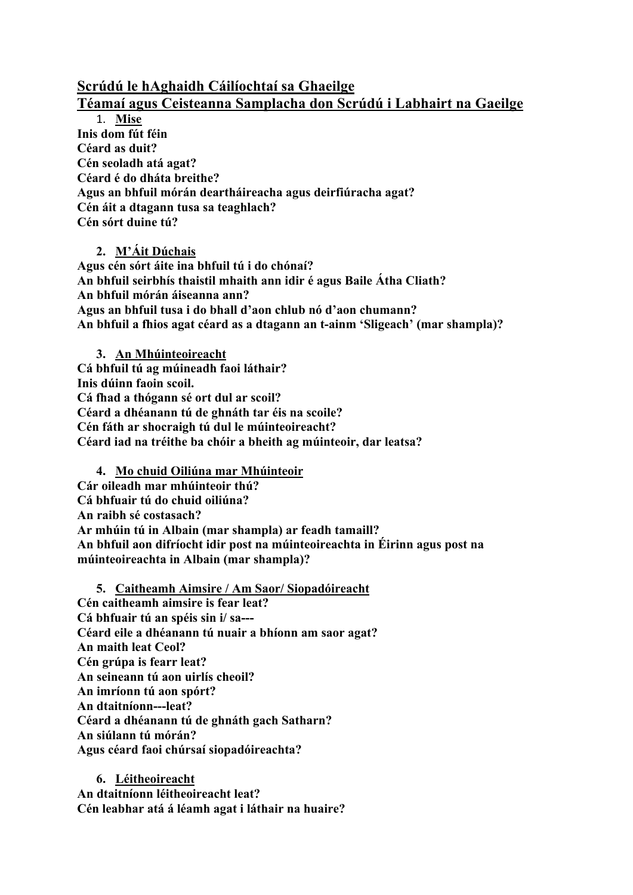## Scrúdú le hAghaidh Cáilíochtaí sa Ghaeilge

## Téamaí agus Ceisteanna Samplacha don Scrúdú i Labhairt na Gaeilge

1. **Mise**

**Inis dom fút féin**
**Céard as duit?**
**Cén seoladh atá agat?**
**Céard é do dháta breithe?**
**Agus an bhfuil mórán deartháireacha agus deirfiúracha agat?**
**Cén áit a dtagann tusa sa teaghlach?**
**Cén sórt duine tú?**

2. **M'Áit Dúchais**

**Agus cén sórt áite ina bhfuil tú i do chónaí?**
**An bhfuil seirbhís thaistil mhaith ann idir é agus Baile Átha Cliath?**
**An bhfuil mórán áiseanna ann?**
**Agus an bhfuil tusa i do bhall d'aon chlub nó d'aon chumann?**
**An bhfuil a fhios agat céard as a dtagann an t-ainm 'Sligeach' (mar shampla)?**

3. **An Mhúinteoireacht**

**Cá bhfuil tú ag múineadh faoi láthair?**
**Inis dúinn faoin scoil.**
**Cá fhad a thógann sé ort dul ar scoil?**
**Céard a dhéanann tú de ghnáth tar éis na scoile?**
**Cén fáth ar shocraigh tú dul le múinteoireacht?**
**Céard iad na tréithe ba chóir a bheith ag múinteoir, dar leatsa?**

4. **Mo chuid Oiliúna mar Mhúinteoir**

**Cár oileadh mar mhúinteoir thú?**
**Cá bhfuair tú do chuid oiliúna?**
**An raibh sé costasach?**
**Ar mhúin tú in Albain (mar shampla) ar feadh tamaill?**
**An bhfuil aon difríocht idir post na múinteoireachta in Éirinn agus post na múinteoireachta in Albain (mar shampla)?**

5. **Caitheamh Aimsire / Am Saor/ Siopadóireacht**

**Cén caitheamh aimsire is fear leat?**
**Cá bhfuair tú an spéis sin i/ sa---**
**Céard eile a dhéanann tú nuair a bhíonn am saor agat?**
**An maith leat Ceol?**
**Cén grúpa is fearr leat?**
**An seineann tú aon uirlís cheoil?**
**An imríonn tú aon spórt?**
**An dtaitníonn---leat?**
**Céard a dhéanann tú de ghnáth gach Satharn?**
**An siúlann tú mórán?**
**Agus céard faoi chúrsaí siopadóireachta?**

6. **Léitheoireacht**

**An dtaitníonn léitheoireacht leat?**
**Cén leabhar atá á léamh agat i láthair na huaire?**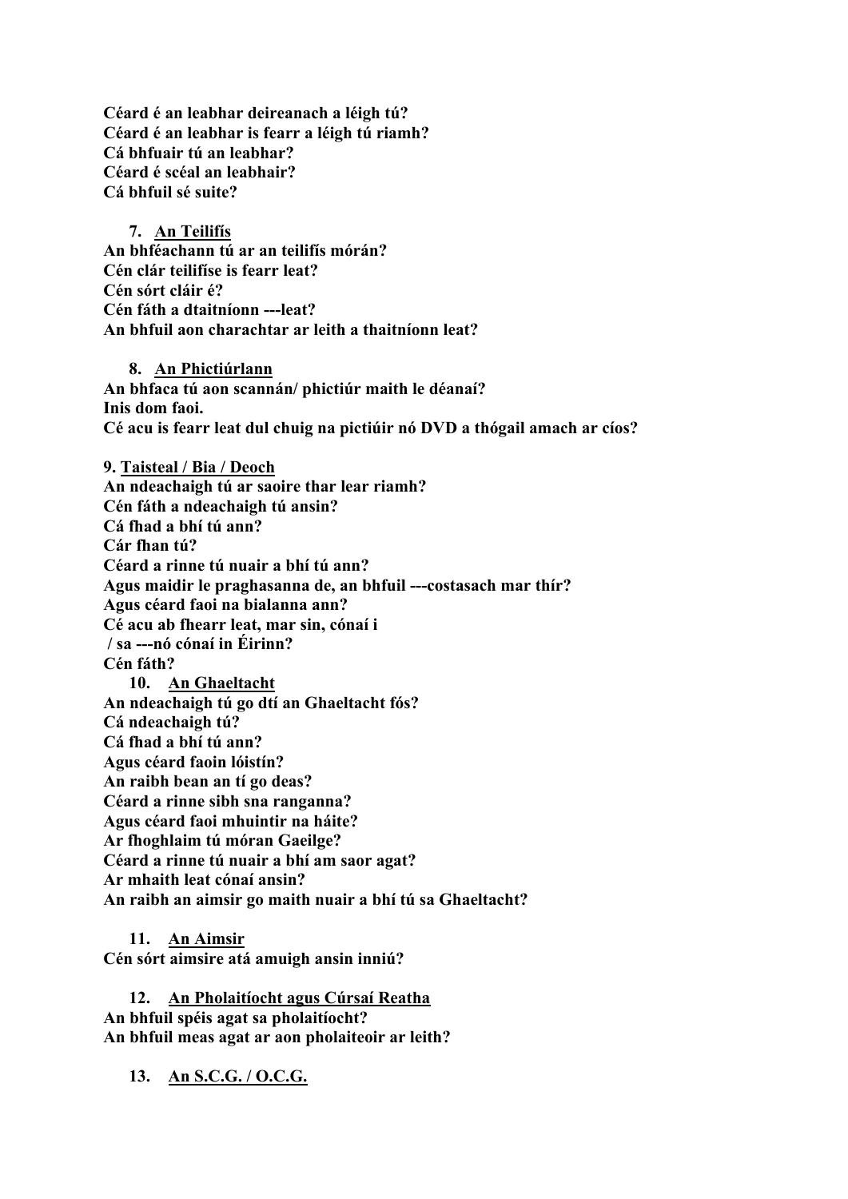**Céard é an leabhar deireanach a léigh tú?**
**Céard é an leabhar is fearr a léigh tú riamh?**
**Cá bhfuair tú an leabhar?**
**Céard é scéal an leabhair?**
**Cá bhfuil sé suite?**

**7. <u>An Teilifís</u>**

**An bhféachann tú ar an teilifís mórán?**
**Cén clár teilifíse is fearr leat?**
**Cén sórt cláir é?**
**Cén fáth a dtaitníonn ---leat?**
**An bhfuil aon charachtar ar leith a thaitníonn leat?**

**8. <u>An Phictiúrlann</u>**

**An bhfaca tú aon scannán/ phictiúr maith le déanaí?**
**Inis dom faoi.**
**Cé acu is fearr leat dul chuig na pictiúir nó DVD a thógail amach ar cíos?**

**9. <u>Taisteal / Bia / Deoch</u>**

**An ndeachaigh tú ar saoire thar lear riamh?**
**Cén fáth a ndeachaigh tú ansin?**
**Cá fhad a bhí tú ann?**
**Cár fhan tú?**
**Céard a rinne tú nuair a bhí tú ann?**
**Agus maidir le praghasanna de, an bhfuil ---costasach mar thír?**
**Agus céard faoi na bialanna ann?**
**Cé acu ab fhearr leat, mar sin, cónaí i**
**/ sa ---nó cónaí in Éirinn?**
**Cén fáth?**

**10. <u>An Ghaeltacht</u>**

**An ndeachaigh tú go dtí an Ghaeltacht fós?**
**Cá ndeachaigh tú?**
**Cá fhad a bhí tú ann?**
**Agus céard faoin lóistín?**
**An raibh bean an tí go deas?**
**Céard a rinne sibh sna ranganna?**
**Agus céard faoi mhuintir na háite?**
**Ar fhoghlaim tú móran Gaeilge?**
**Céard a rinne tú nuair a bhí am saor agat?**
**Ar mhaith leat cónaí ansin?**
**An raibh an aimsir go maith nuair a bhí tú sa Ghaeltacht?**

**11. <u>An Aimsir</u>**

**Cén sórt aimsire atá amuigh ansin inniú?**

**12. <u>An Pholaitíocht agus Cúrsaí Reatha</u>**

**An bhfuil spéis agat sa pholaitíocht?**
**An bhfuil meas agat ar aon pholaiteoir ar leith?**

**13. <u>An S.C.G. / O.C.G.</u>**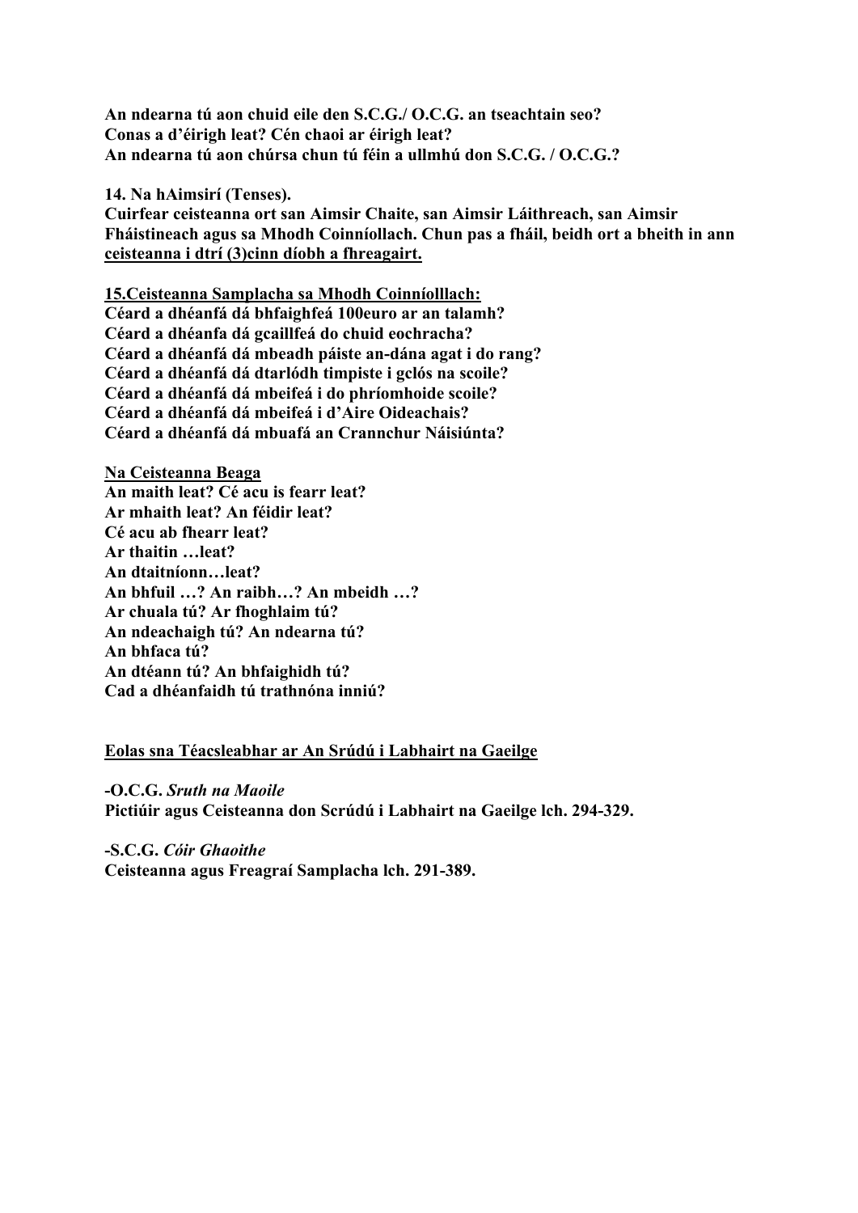**An ndearna tú aon chuid eile den S.C.G./ O.C.G. an tseachtain seo?**
**Conas a d'éirigh leat? Cén chaoi ar éirigh leat?**
**An ndearna tú aon chúrsa chun tú féin a ullmhú don S.C.G. / O.C.G.?**

**14. Na hAimsirí (Tenses).**
**Cuirfear ceisteanna ort san Aimsir Chaite, san Aimsir Láithreach, san Aimsir Fháistineach agus sa Mhodh Coinníollach. Chun pas a fháil, beidh ort a bheith in ann <u>ceisteanna i dtrí (3)cinn díobh a fhreagairt.</u>**

**<u>15.Ceisteanna Samplacha sa Mhodh Coinníolllach:</u>**
**Céard a dhéanfá dá bhfaighfeá 100euro ar an talamh?**
**Céard a dhéanfa dá gcaillfeá do chuid eochracha?**
**Céard a dhéanfá dá mbeadh páiste an-dána agat i do rang?**
**Céard a dhéanfá dá dtarlódh timpiste i gclós na scoile?**
**Céard a dhéanfá dá mbeifeá i do phríomhoide scoile?**
**Céard a dhéanfá dá mbeifeá i d'Aire Oideachais?**
**Céard a dhéanfá dá mbuafá an Crannchur Náisiúnta?**

**<u>Na Ceisteanna Beaga</u>**
**An maith leat? Cé acu is fearr leat?**
**Ar mhaith leat? An féidir leat?**
**Cé acu ab fhearr leat?**
**Ar thaitin …leat?**
**An dtaitníonn…leat?**
**An bhfuil …? An raibh…? An mbeidh …?**
**Ar chuala tú? Ar fhoghlaim tú?**
**An ndeachaigh tú? An ndearna tú?**
**An bhfaca tú?**
**An dtéann tú? An bhfaighidh tú?**
**Cad a dhéanfaidh tú trathnóna inniú?**

**<u>Eolas sna Téacsleabhar ar An Srúdú i Labhairt na Gaeilge</u>**

**-O.C.G. *Sruth na Maoile***
**Pictiúir agus Ceisteanna don Scrúdú i Labhairt na Gaeilge lch. 294-329.**

**-S.C.G. *Cóir Ghaoithe***
**Ceisteanna agus Freagraí Samplacha lch. 291-389.**